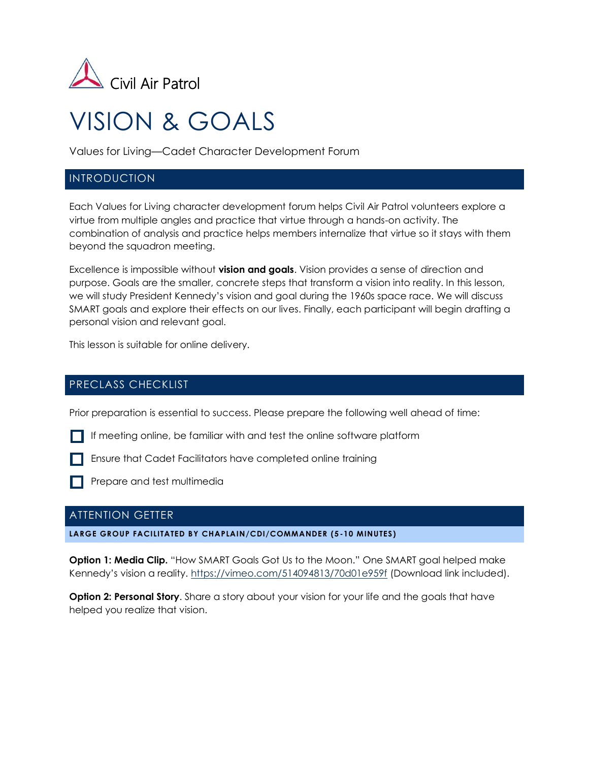Civil Air Patrol

# VISION & GOALS

Values for Living—Cadet Character Development Forum

## INTRODUCTION

Each Values for Living character development forum helps Civil Air Patrol volunteers explore a virtue from multiple angles and practice that virtue through a hands-on activity. The combination of analysis and practice helps members internalize that virtue so it stays with them beyond the squadron meeting.

Excellence is impossible without **vision and goals**. Vision provides a sense of direction and purpose. Goals are the smaller, concrete steps that transform a vision into reality. In this lesson, we will study President Kennedy's vision and goal during the 1960s space race. We will discuss SMART goals and explore their effects on our lives. Finally, each participant will begin drafting a personal vision and relevant goal.

This lesson is suitable for online delivery.

## PRECLASS CHECKLIST

Prior preparation is essential to success. Please prepare the following well ahead of time:

- [ ] If meeting online, be familiar with and test the online software platform
- [ ] Ensure that Cadet Facilitators have completed online training
- [ ] Prepare and test multimedia

## ATTENTION GETTER

**LARGE GROUP FACILITATED BY CHAPLAIN/CDI/COMMANDER (5-10 MINUTES)**

**Option 1: Media Clip.** "How SMART Goals Got Us to the Moon." One SMART goal helped make Kennedy's vision a reality. https://vimeo.com/514094813/70d01e959f (Download link included).

**Option 2: Personal Story**. Share a story about your vision for your life and the goals that have helped you realize that vision.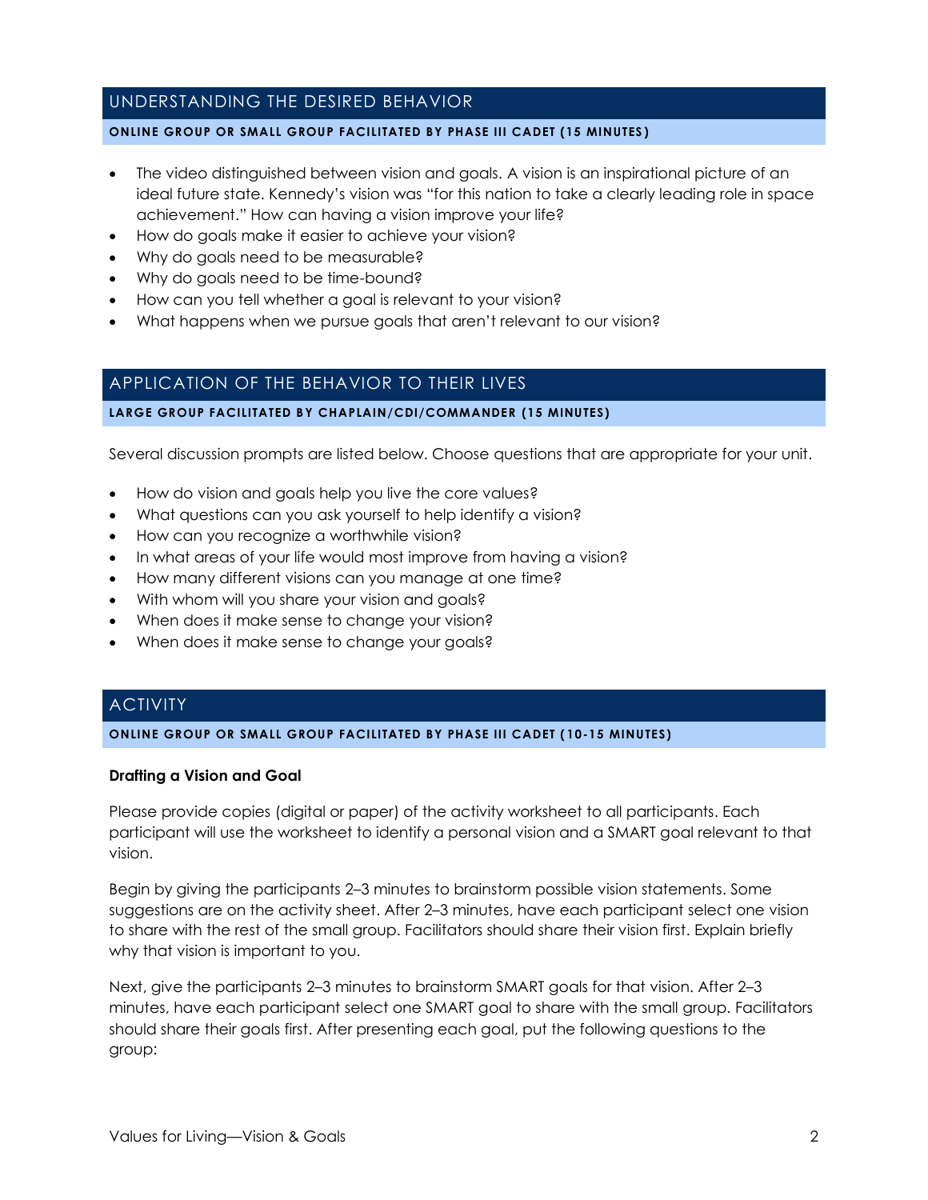## UNDERSTANDING THE DESIRED BEHAVIOR

**ONLINE GROUP OR SMALL GROUP FACILITATED BY PHASE III CADET (15 MINUTES)**

- The video distinguished between vision and goals. A vision is an inspirational picture of an ideal future state. Kennedy's vision was "for this nation to take a clearly leading role in space achievement." How can having a vision improve your life?
- How do goals make it easier to achieve your vision?
- Why do goals need to be measurable?
- Why do goals need to be time-bound?
- How can you tell whether a goal is relevant to your vision?
- What happens when we pursue goals that aren't relevant to our vision?

## APPLICATION OF THE BEHAVIOR TO THEIR LIVES

**LARGE GROUP FACILITATED BY CHAPLAIN/CDI/COMMANDER (15 MINUTES)**

Several discussion prompts are listed below. Choose questions that are appropriate for your unit.

- How do vision and goals help you live the core values?
- What questions can you ask yourself to help identify a vision?
- How can you recognize a worthwhile vision?
- In what areas of your life would most improve from having a vision?
- How many different visions can you manage at one time?
- With whom will you share your vision and goals?
- When does it make sense to change your vision?
- When does it make sense to change your goals?

## ACTIVITY

**ONLINE GROUP OR SMALL GROUP FACILITATED BY PHASE III CADET (10-15 MINUTES)**

**Drafting a Vision and Goal**

Please provide copies (digital or paper) of the activity worksheet to all participants. Each participant will use the worksheet to identify a personal vision and a SMART goal relevant to that vision.

Begin by giving the participants 2–3 minutes to brainstorm possible vision statements. Some suggestions are on the activity sheet. After 2–3 minutes, have each participant select one vision to share with the rest of the small group. Facilitators should share their vision first. Explain briefly why that vision is important to you.

Next, give the participants 2–3 minutes to brainstorm SMART goals for that vision. After 2–3 minutes, have each participant select one SMART goal to share with the small group. Facilitators should share their goals first. After presenting each goal, put the following questions to the group: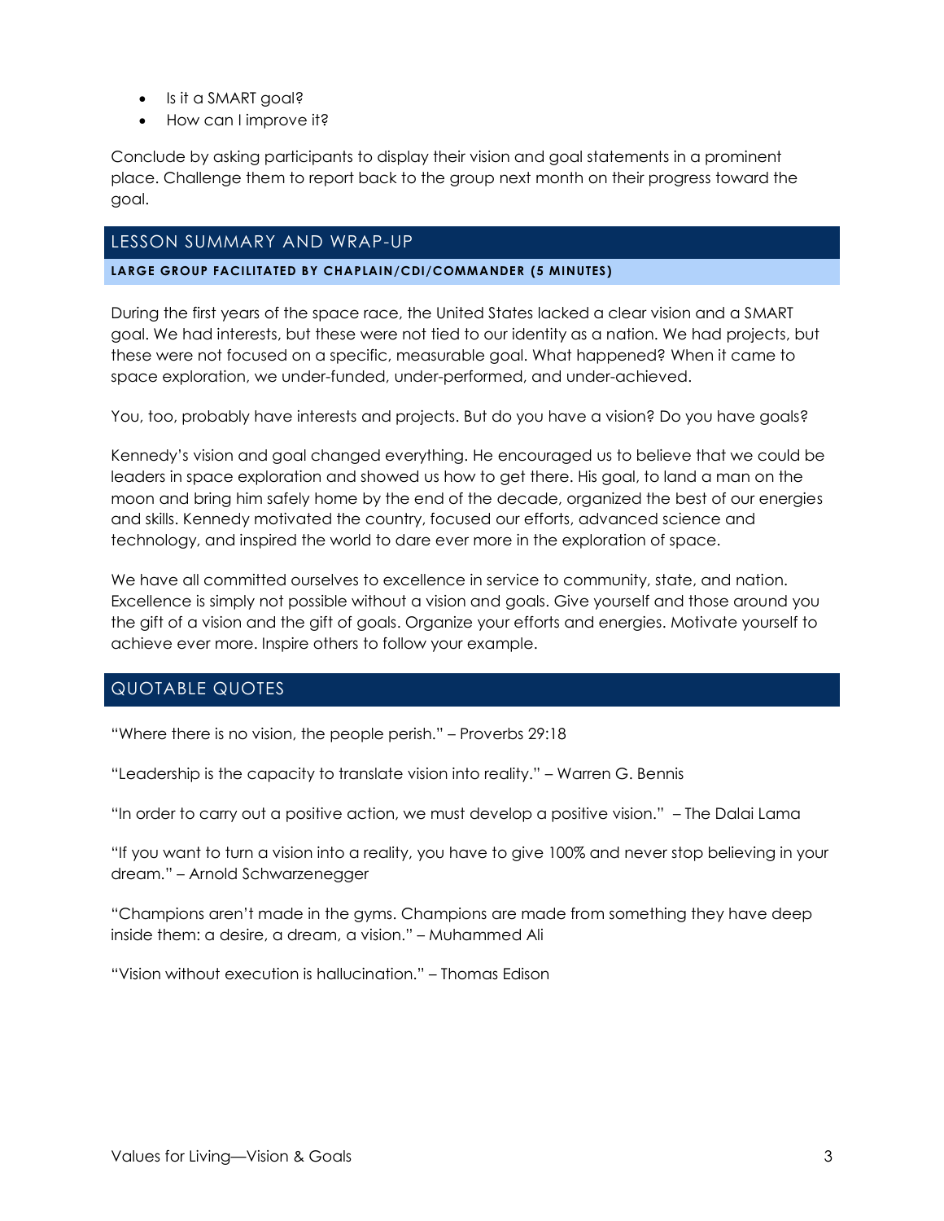- Is it a SMART goal?
- How can I improve it?

Conclude by asking participants to display their vision and goal statements in a prominent place. Challenge them to report back to the group next month on their progress toward the goal.

## LESSON SUMMARY AND WRAP-UP

**LARGE GROUP FACILITATED BY CHAPLAIN/CDI/COMMANDER (5 MINUTES)**

During the first years of the space race, the United States lacked a clear vision and a SMART goal. We had interests, but these were not tied to our identity as a nation. We had projects, but these were not focused on a specific, measurable goal. What happened? When it came to space exploration, we under-funded, under-performed, and under-achieved.

You, too, probably have interests and projects. But do you have a vision? Do you have goals?

Kennedy's vision and goal changed everything. He encouraged us to believe that we could be leaders in space exploration and showed us how to get there. His goal, to land a man on the moon and bring him safely home by the end of the decade, organized the best of our energies and skills. Kennedy motivated the country, focused our efforts, advanced science and technology, and inspired the world to dare ever more in the exploration of space.

We have all committed ourselves to excellence in service to community, state, and nation. Excellence is simply not possible without a vision and goals. Give yourself and those around you the gift of a vision and the gift of goals. Organize your efforts and energies. Motivate yourself to achieve ever more. Inspire others to follow your example.

## QUOTABLE QUOTES

"Where there is no vision, the people perish." – Proverbs 29:18

"Leadership is the capacity to translate vision into reality." – Warren G. Bennis

"In order to carry out a positive action, we must develop a positive vision." – The Dalai Lama

"If you want to turn a vision into a reality, you have to give 100% and never stop believing in your dream." – Arnold Schwarzenegger

"Champions aren't made in the gyms. Champions are made from something they have deep inside them: a desire, a dream, a vision." – Muhammed Ali

"Vision without execution is hallucination." – Thomas Edison